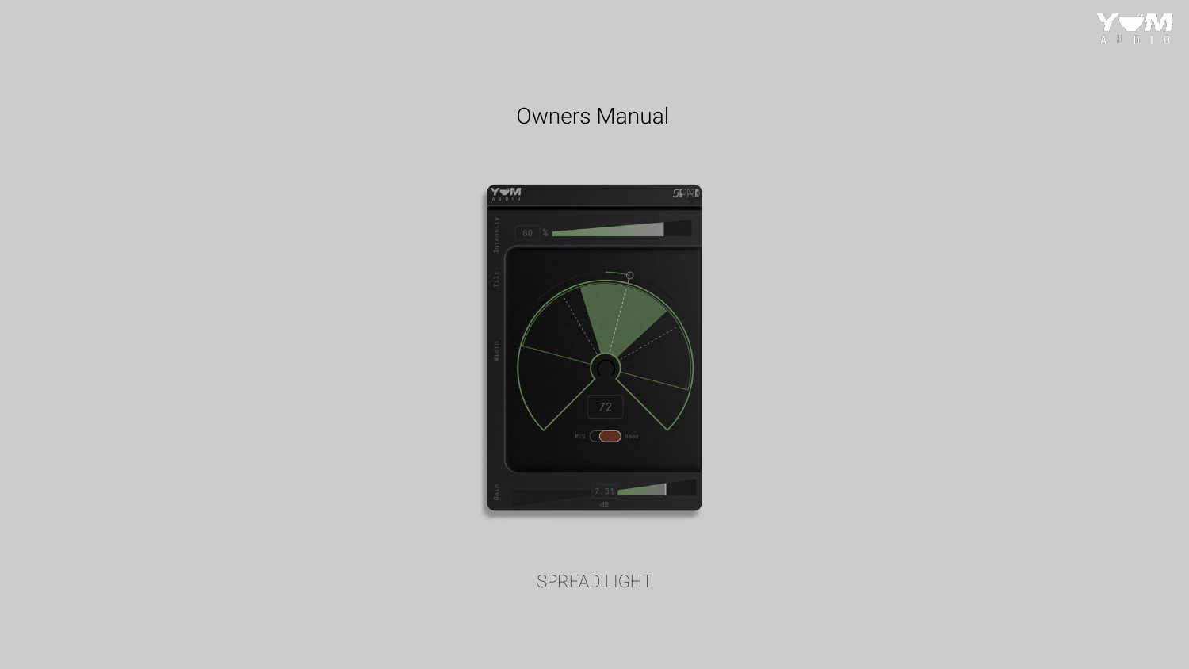# Owners Manual

SPREAD LIGHT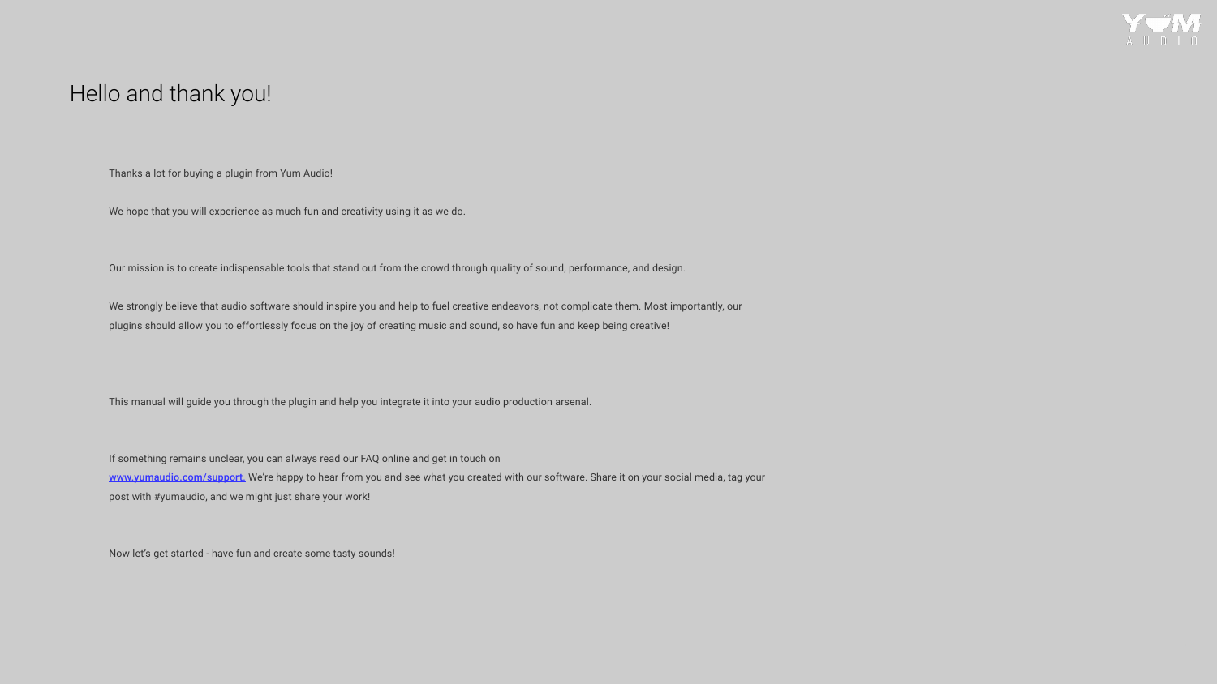# Hello and thank you!

Thanks a lot for buying a plugin from Yum Audio!

We hope that you will experience as much fun and creativity using it as we do.

Our mission is to create indispensable tools that stand out from the crowd through quality of sound, performance, and design.

We strongly believe that audio software should inspire you and help to fuel creative endeavors, not complicate them. Most importantly, our plugins should allow you to effortlessly focus on the joy of creating music and sound, so have fun and keep being creative!

This manual will guide you through the plugin and help you integrate it into your audio production arsenal.

If something remains unclear, you can always read our FAQ online and get in touch on [www.yumaudio.com/support.](www.yumaudio.com/support) We're happy to hear from you and see what you created with our software. Share it on your social media, tag your post with #yumaudio, and we might just share your work!

Now let's get started - have fun and create some tasty sounds!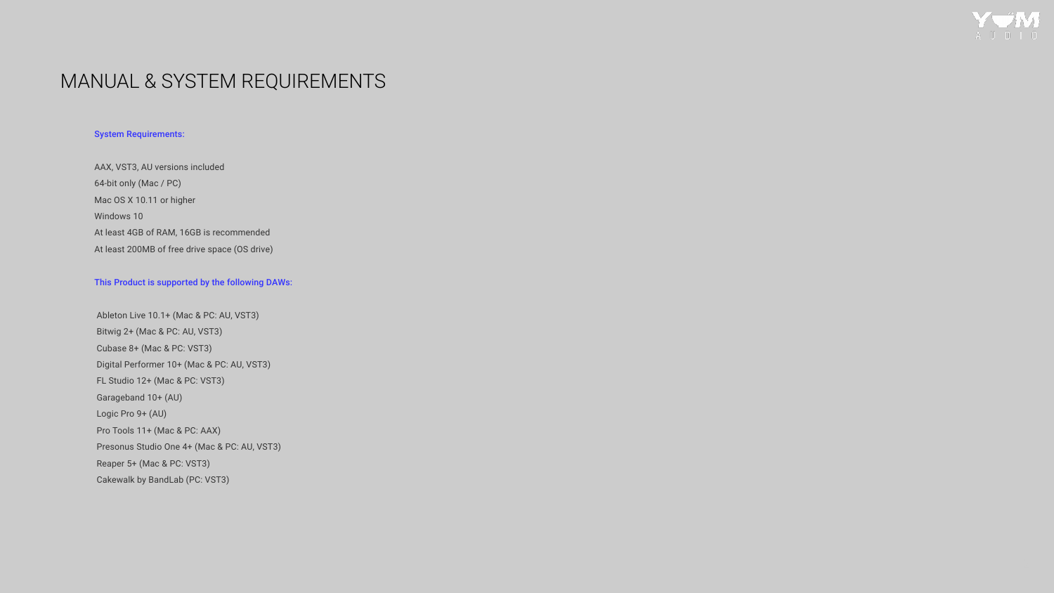# MANUAL & SYSTEM REQUIREMENTS

**System Requirements:**

AAX, VST3, AU versions included
64-bit only (Mac / PC)
Mac OS X 10.11 or higher
Windows 10
At least 4GB of RAM, 16GB is recommended
At least 200MB of free drive space (OS drive)

**This Product is supported by the following DAWs:**

Ableton Live 10.1+ (Mac & PC: AU, VST3)
Bitwig 2+ (Mac & PC: AU, VST3)
Cubase 8+ (Mac & PC: VST3)
Digital Performer 10+ (Mac & PC: AU, VST3)
FL Studio 12+ (Mac & PC: VST3)
Garageband 10+ (AU)
Logic Pro 9+ (AU)
Pro Tools 11+ (Mac & PC: AAX)
Presonus Studio One 4+ (Mac & PC: AU, VST3)
Reaper 5+ (Mac & PC: VST3)
Cakewalk by BandLab (PC: VST3)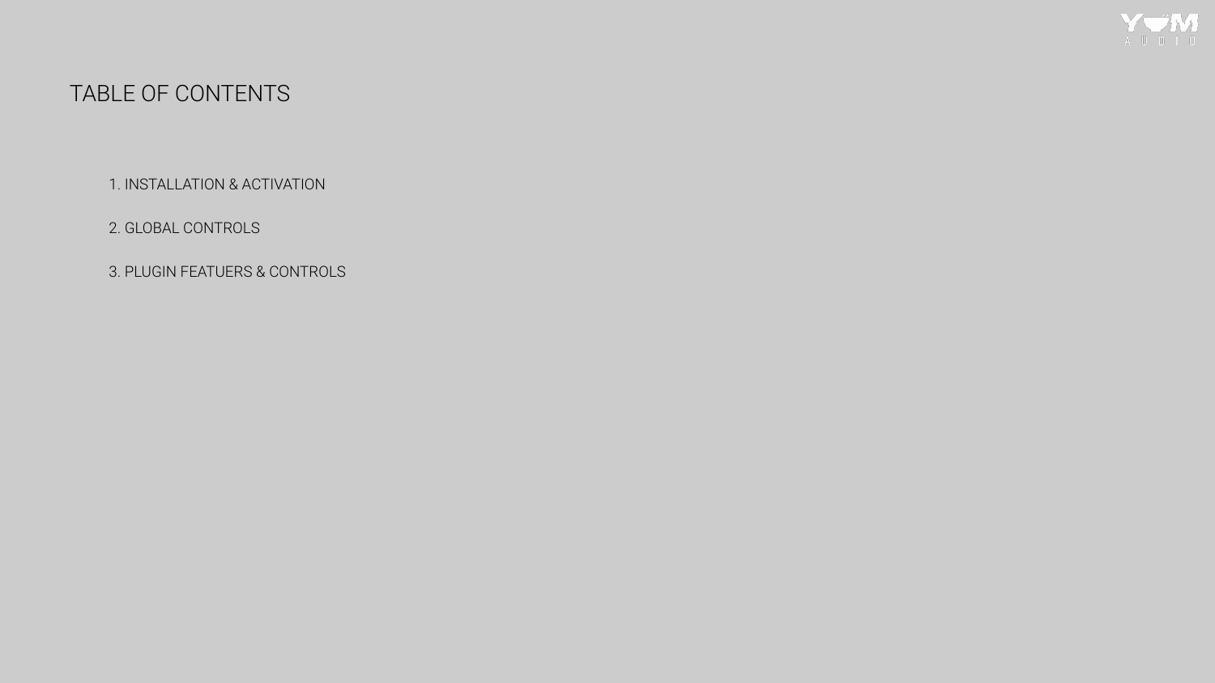# TABLE OF CONTENTS

1. INSTALLATION & ACTIVATION

2. GLOBAL CONTROLS

3. PLUGIN FEATUERS & CONTROLS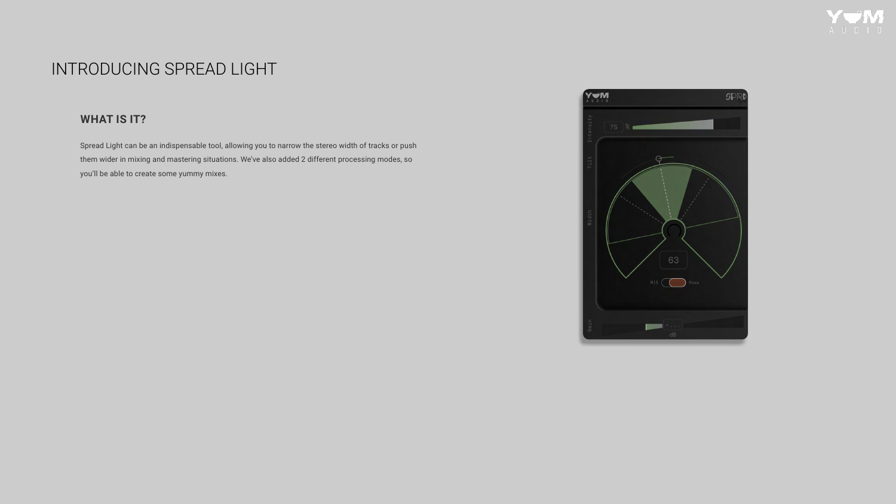# INTRODUCING SPREAD LIGHT

## WHAT IS IT?

Spread Light can be an indispensable tool, allowing you to narrow the stereo width of tracks or push them wider in mixing and mastering situations. We've also added 2 different processing modes, so you'll be able to create some yummy mixes.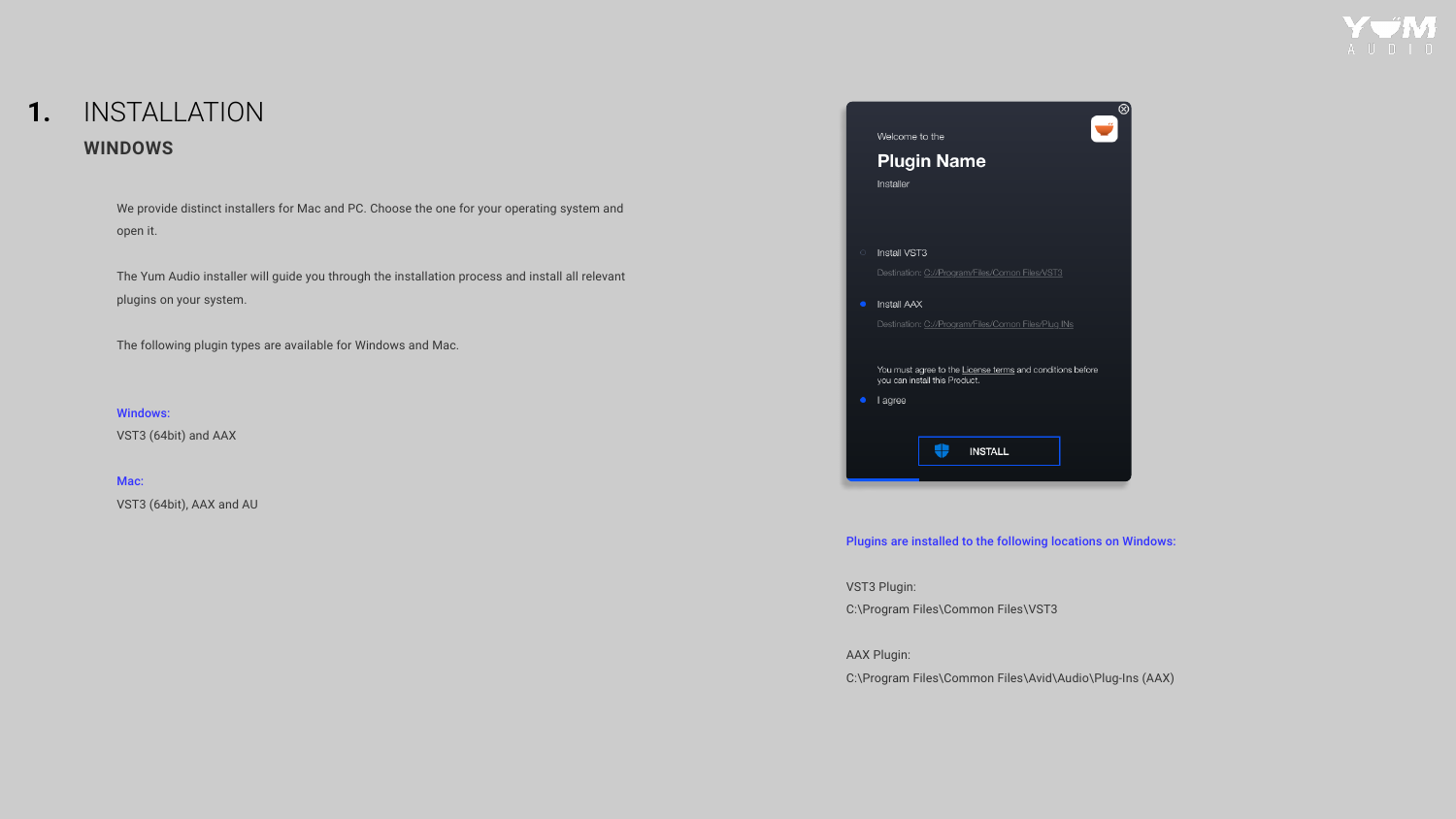# 1. INSTALLATION

## WINDOWS

We provide distinct installers for Mac and PC. Choose the one for your operating system and open it.

The Yum Audio installer will guide you through the installation process and install all relevant plugins on your system.

The following plugin types are available for Windows and Mac.

Windows:
VST3 (64bit) and AAX

Mac:
VST3 (64bit), AAX and AU

Welcome to the

**Plugin Name**

Installer

Install VST3

Destination: C://Program/Files/Comon Files/VST3

Install AAX

Destination: C://Program/Files/Comon Files/Plug INs

You must agree to the License terms and conditions before you can install this Product.

I agree

INSTALL

Plugins are installed to the following locations on Windows:

VST3 Plugin:
C:\Program Files\Common Files\VST3

AAX Plugin:
C:\Program Files\Common Files\Avid\Audio\Plug-Ins (AAX)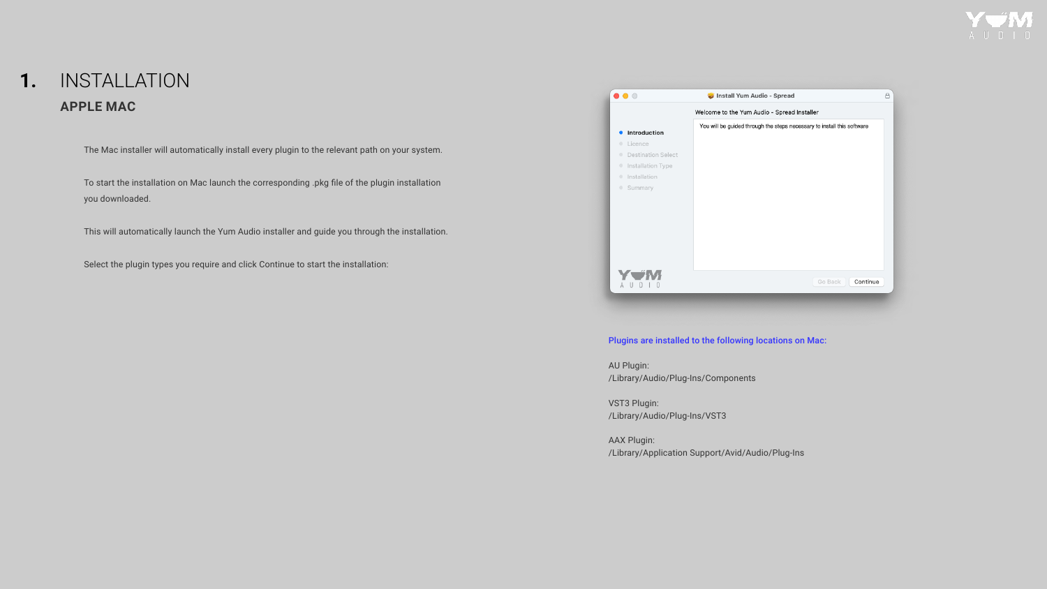# 1. INSTALLATION

## APPLE MAC

The Mac installer will automatically install every plugin to the relevant path on your system.

To start the installation on Mac launch the corresponding .pkg file of the plugin installation you downloaded.

This will automatically launch the Yum Audio installer and guide you through the installation.

Select the plugin types you require and click Continue to start the installation:

**Plugins are installed to the following locations on Mac:**

AU Plugin:
/Library/Audio/Plug-Ins/Components

VST3 Plugin:
/Library/Audio/Plug-Ins/VST3

AAX Plugin:
/Library/Application Support/Avid/Audio/Plug-Ins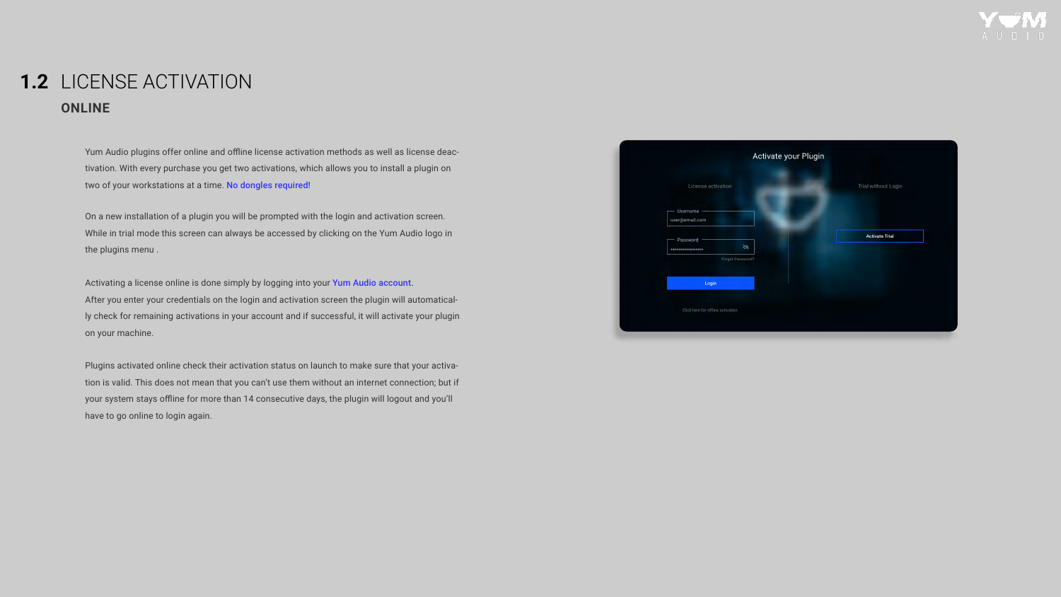# 1.2 LICENSE ACTIVATION

## ONLINE

Yum Audio plugins offer online and offline license activation methods as well as license deactivation. With every purchase you get two activations, which allows you to install a plugin on two of your workstations at a time. **No dongles required!**

On a new installation of a plugin you will be prompted with the login and activation screen. While in trial mode this screen can always be accessed by clicking on the Yum Audio logo in the plugins menu .

Activating a license online is done simply by logging into your **Yum Audio account.**
After you enter your credentials on the login and activation screen the plugin will automatically check for remaining activations in your account and if successful, it will activate your plugin on your machine.

Plugins activated online check their activation status on launch to make sure that your activation is valid. This does not mean that you can't use them without an internet connection; but if your system stays offline for more than 14 consecutive days, the plugin will logout and you'll have to go online to login again.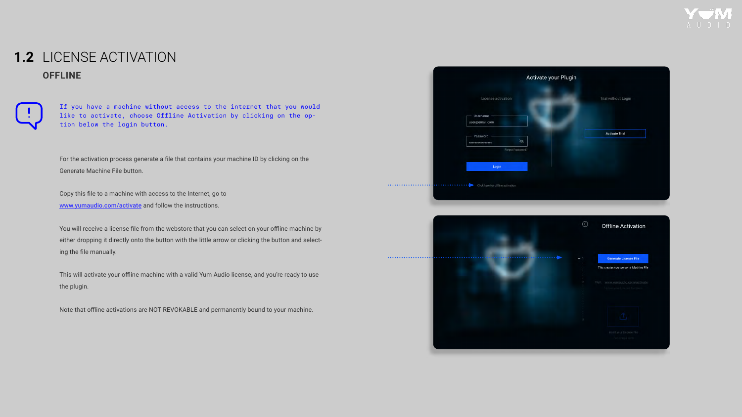## 1.2 LICENSE ACTIVATION

### OFFLINE

If you have a machine without access to the internet that you would like to activate, choose Offline Activation by clicking on the option below the login button.

For the activation process generate a file that contains your machine ID by clicking on the Generate Machine File button.

Copy this file to a machine with access to the Internet, go to [www.yumaudio.com/activate](www.yumaudio.com/activate) and follow the instructions.

You will receive a license file from the webstore that you can select on your offline machine by either dropping it directly onto the button with the little arrow or clicking the button and selecting the file manually.

This will activate your offline machine with a valid Yum Audio license, and you're ready to use the plugin.

Note that offline activations are NOT REVOKABLE and permanently bound to your machine.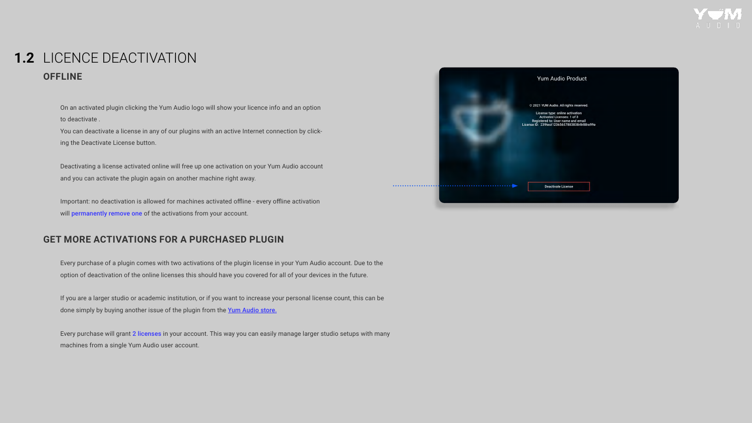# 1.2 LICENCE DEACTIVATION

## OFFLINE

On an activated plugin clicking the Yum Audio logo will show your licence info and an option to deactivate .
You can deactivate a license in any of our plugins with an active Internet connection by clicking the Deactivate License button.

Deactivating a license activated online will free up one activation on your Yum Audio account and you can activate the plugin again on another machine right away.

Important: no deactivation is allowed for machines activated offline - every offline activation will permanently remove one of the activations from your account.

## GET MORE ACTIVATIONS FOR A PURCHASED PLUGIN

Every purchase of a plugin comes with two activations of the plugin license in your Yum Audio account. Due to the option of deactivation of the online licenses this should have you covered for all of your devices in the future.

If you are a larger studio or academic institution, or if you want to increase your personal license count, this can be done simply by buying another issue of the plugin from the Yum Audio store.

Every purchase will grant 2 licenses in your account. This way you can easily manage larger studio setups with many machines from a single Yum Audio user account.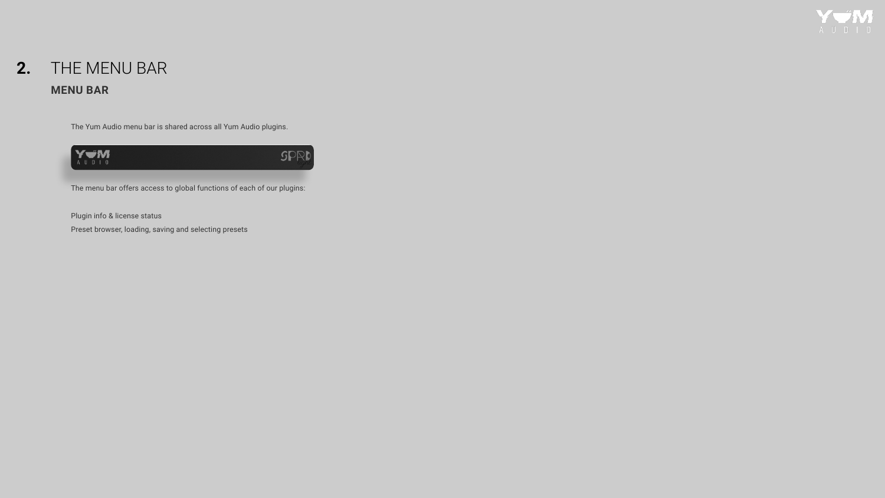# 2. THE MENU BAR

## MENU BAR

The Yum Audio menu bar is shared across all Yum Audio plugins.

The menu bar offers access to global functions of each of our plugins:

Plugin info & license status

Preset browser, loading, saving and selecting presets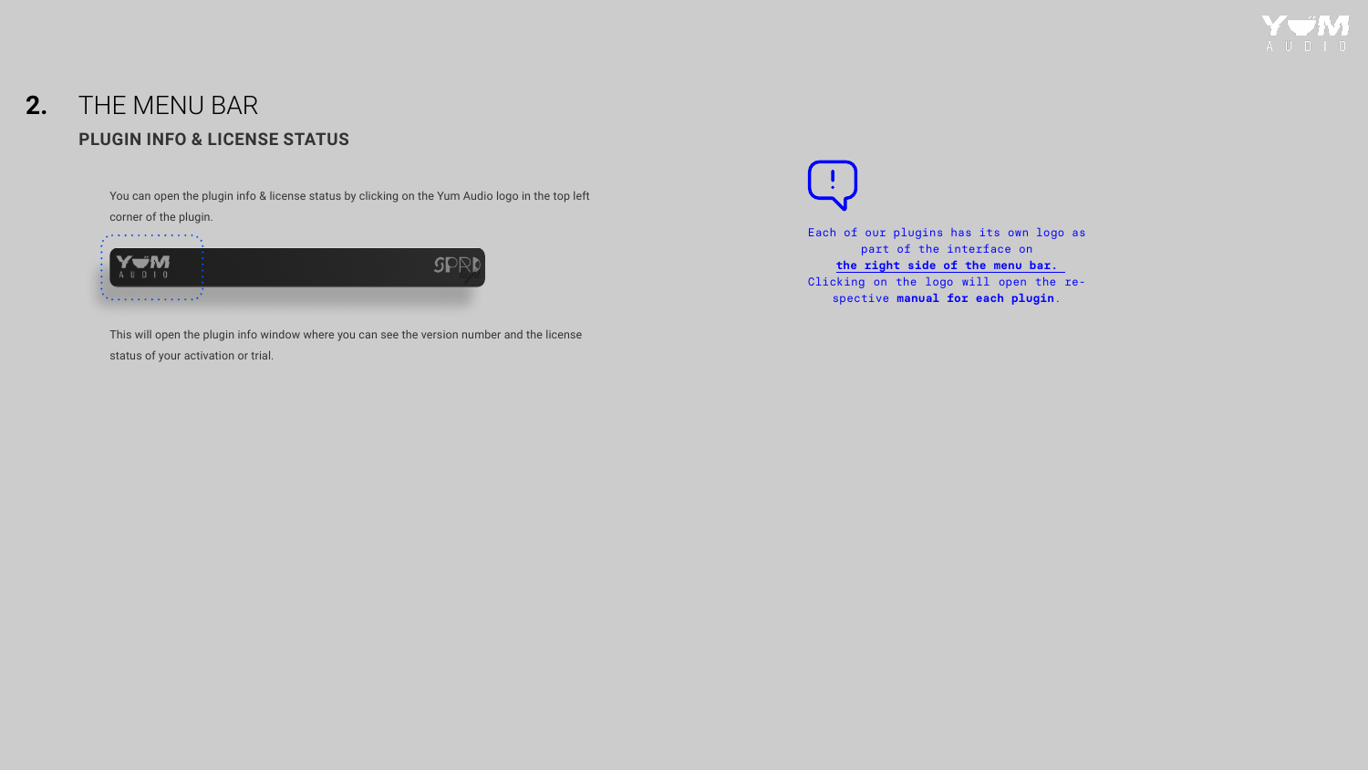## 2. THE MENU BAR

### PLUGIN INFO & LICENSE STATUS

You can open the plugin info & license status by clicking on the Yum Audio logo in the top left corner of the plugin.

This will open the plugin info window where you can see the version number and the license status of your activation or trial.

Each of our plugins has its own logo as part of the interface on **the right side of the menu bar.** Clicking on the logo will open the respective **manual for each plugin**.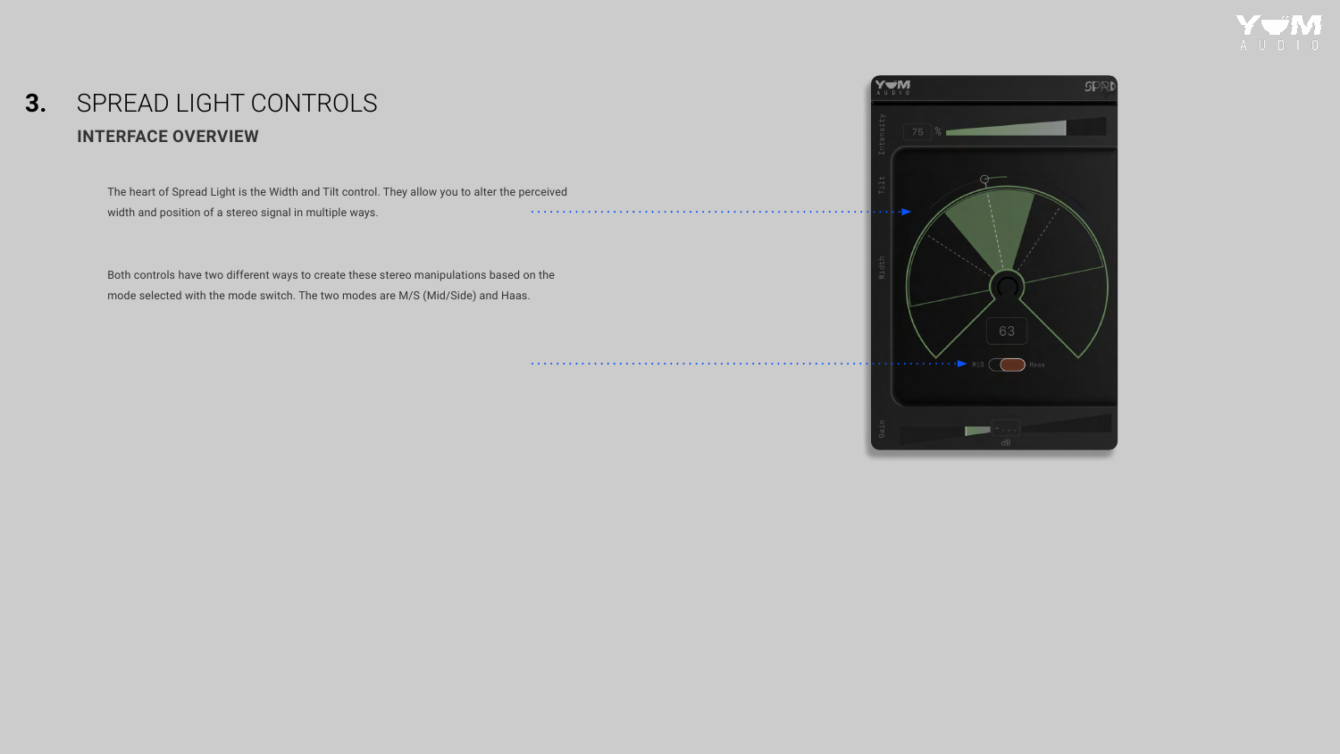# 3. SPREAD LIGHT CONTROLS

## INTERFACE OVERVIEW

The heart of Spread Light is the Width and Tilt control. They allow you to alter the perceived width and position of a stereo signal in multiple ways.

Both controls have two different ways to create these stereo manipulations based on the mode selected with the mode switch. The two modes are M/S (Mid/Side) and Haas.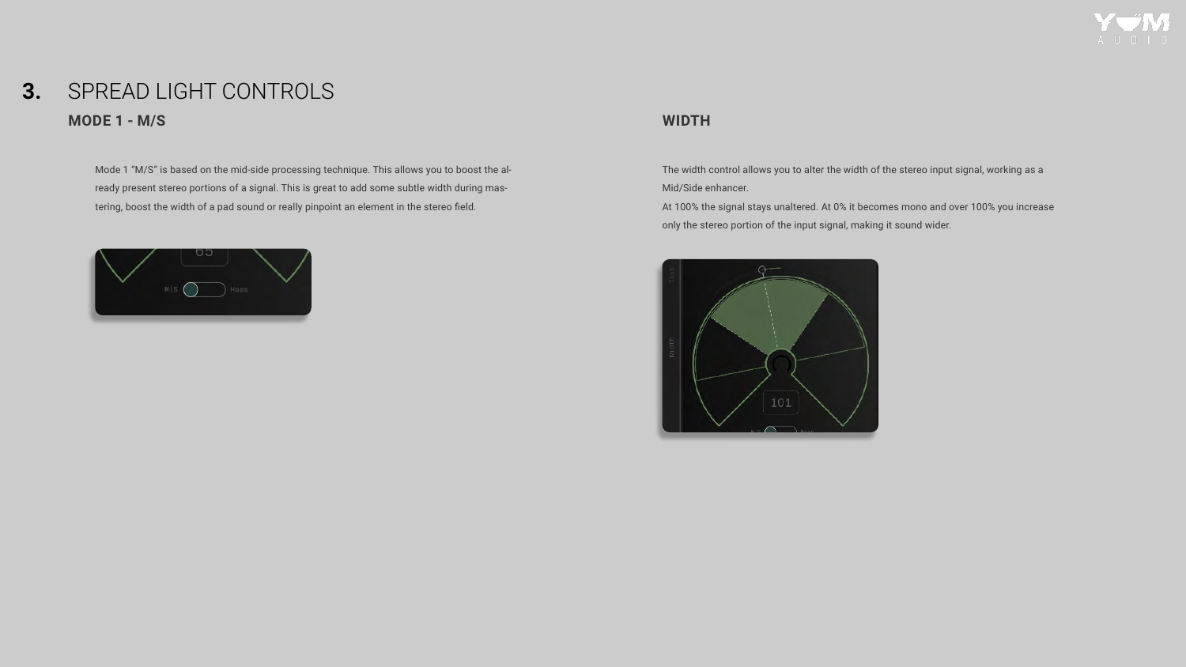# 3. SPREAD LIGHT CONTROLS

## MODE 1 - M/S

Mode 1 "M/S" is based on the mid-side processing technique. This allows you to boost the already present stereo portions of a signal. This is great to add some subtle width during mastering, boost the width of a pad sound or really pinpoint an element in the stereo field.

## WIDTH

The width control allows you to alter the width of the stereo input signal, working as a Mid/Side enhancer.

At 100% the signal stays unaltered. At 0% it becomes mono and over 100% you increase only the stereo portion of the input signal, making it sound wider.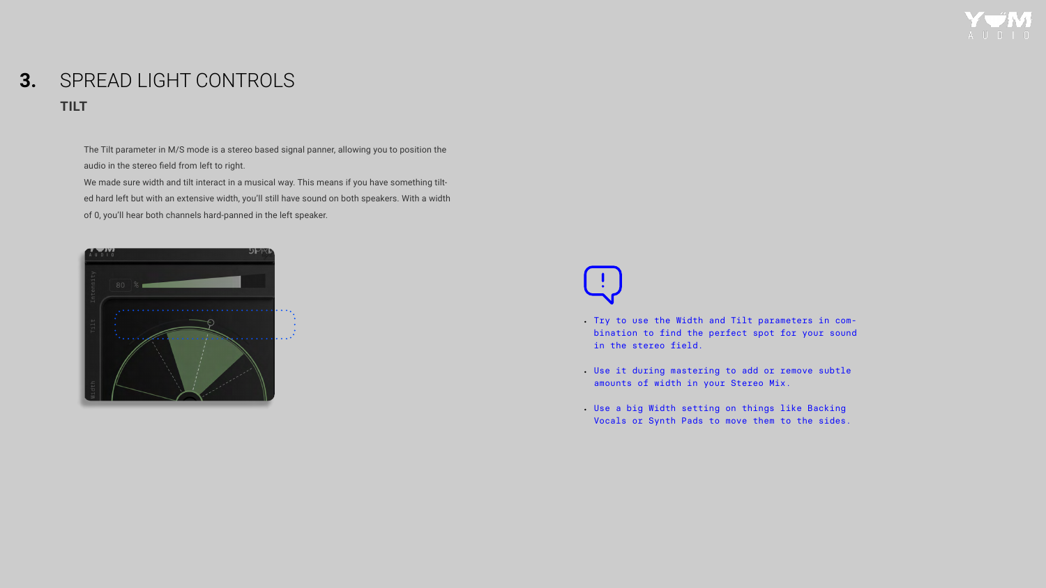# 3. SPREAD LIGHT CONTROLS

## TILT

The Tilt parameter in M/S mode is a stereo based signal panner, allowing you to position the audio in the stereo field from left to right.

We made sure width and tilt interact in a musical way. This means if you have something tilted hard left but with an extensive width, you'll still have sound on both speakers. With a width of 0, you'll hear both channels hard-panned in the left speaker.

- Try to use the Width and Tilt parameters in combination to find the perfect spot for your sound in the stereo field.
- Use it during mastering to add or remove subtle amounts of width in your Stereo Mix.
- Use a big Width setting on things like Backing Vocals or Synth Pads to move them to the sides.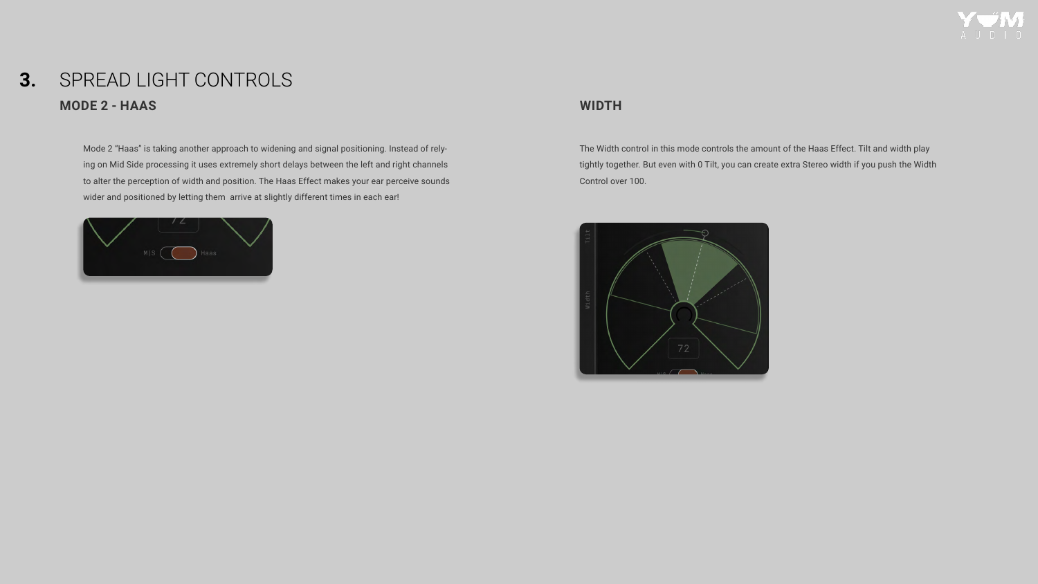# 3. SPREAD LIGHT CONTROLS

## MODE 2 - HAAS

Mode 2 “Haas” is taking another approach to widening and signal positioning. Instead of relying on Mid Side processing it uses extremely short delays between the left and right channels to alter the perception of width and position. The Haas Effect makes your ear perceive sounds wider and positioned by letting them arrive at slightly different times in each ear!

## WIDTH

The Width control in this mode controls the amount of the Haas Effect. Tilt and width play tightly together. But even with 0 Tilt, you can create extra Stereo width if you push the Width Control over 100.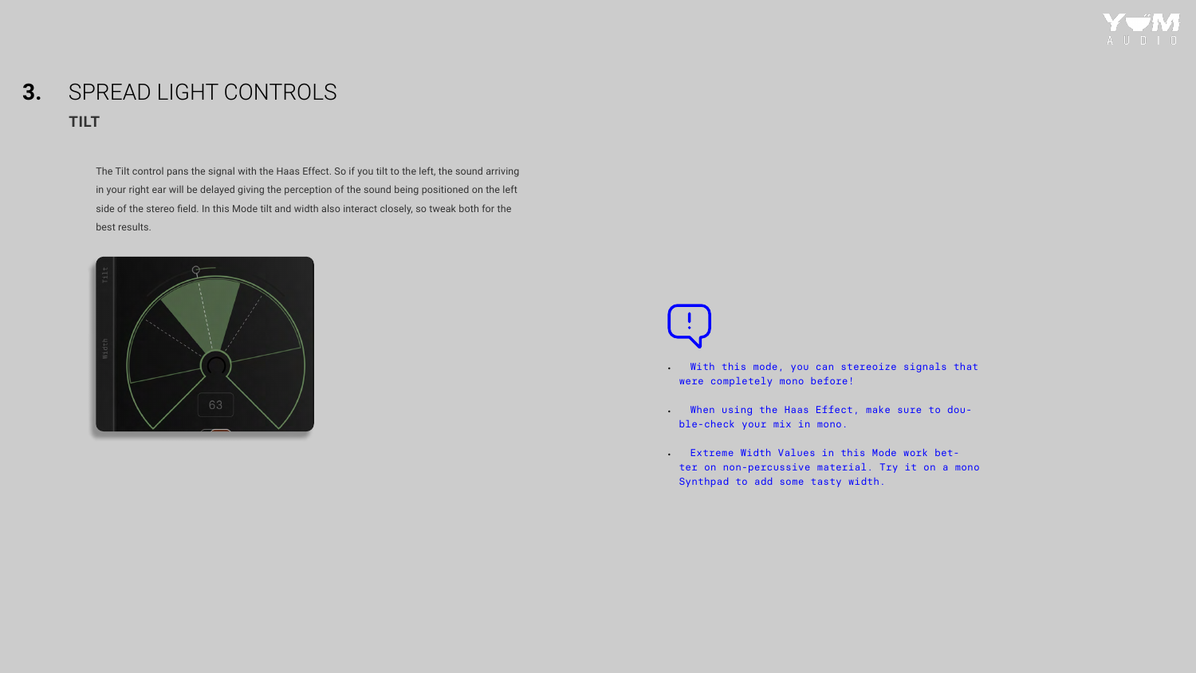# 3. SPREAD LIGHT CONTROLS

## TILT

The Tilt control pans the signal with the Haas Effect. So if you tilt to the left, the sound arriving in your right ear will be delayed giving the perception of the sound being positioned on the left side of the stereo field. In this Mode tilt and width also interact closely, so tweak both for the best results.

- With this mode, you can stereoize signals that were completely mono before!
- When using the Haas Effect, make sure to double-check your mix in mono.
- Extreme Width Values in this Mode work better on non-percussive material. Try it on a mono Synthpad to add some tasty width.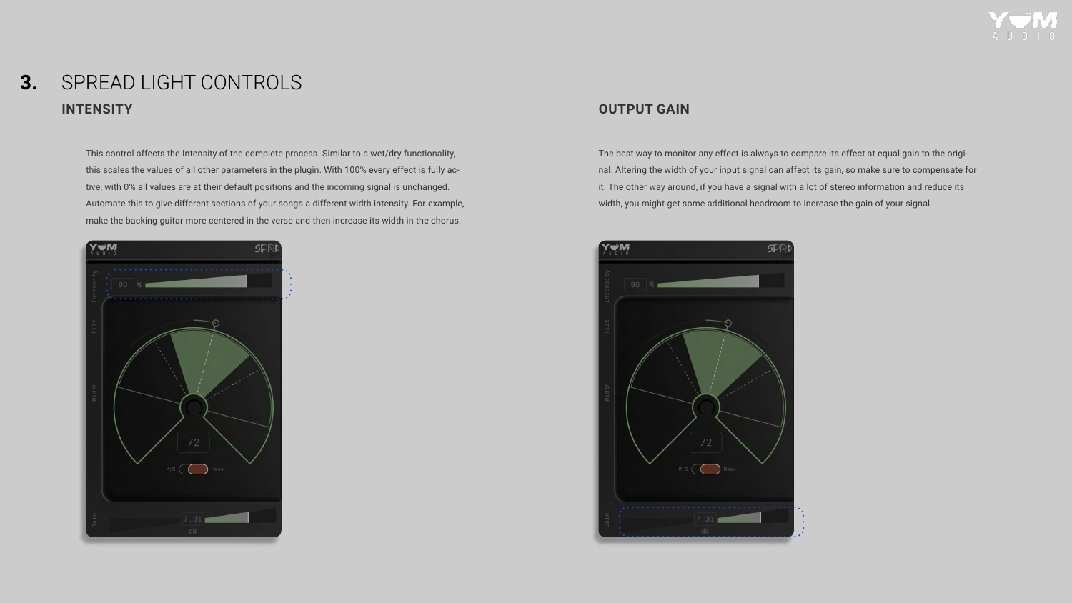# 3. SPREAD LIGHT CONTROLS

## INTENSITY

This control affects the Intensity of the complete process. Similar to a wet/dry functionality, this scales the values of all other parameters in the plugin. With 100% every effect is fully active, with 0% all values are at their default positions and the incoming signal is unchanged. Automate this to give different sections of your songs a different width intensity. For example, make the backing guitar more centered in the verse and then increase its width in the chorus.

## OUTPUT GAIN

The best way to monitor any effect is always to compare its effect at equal gain to the original. Altering the width of your input signal can affect its gain, so make sure to compensate for it. The other way around, if you have a signal with a lot of stereo information and reduce its width, you might get some additional headroom to increase the gain of your signal.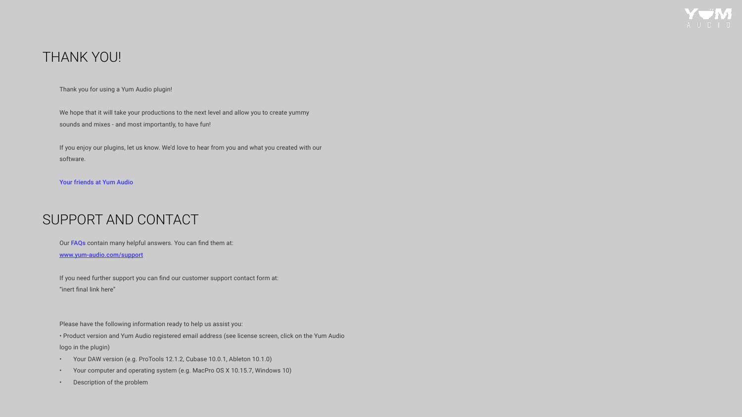# THANK YOU!

Thank you for using a Yum Audio plugin!

We hope that it will take your productions to the next level and allow you to create yummy sounds and mixes - and most importantly, to have fun!

If you enjoy our plugins, let us know. We'd love to hear from you and what you created with our software.

Your friends at Yum Audio

# SUPPORT AND CONTACT

Our FAQs contain many helpful answers. You can find them at:
www.yum-audio.com/support

If you need further support you can find our customer support contact form at:
"inert final link here"

Please have the following information ready to help us assist you:

- Product version and Yum Audio registered email address (see license screen, click on the Yum Audio logo in the plugin)
- Your DAW version (e.g. ProTools 12.1.2, Cubase 10.0.1, Ableton 10.1.0)
- Your computer and operating system (e.g. MacPro OS X 10.15.7, Windows 10)
- Description of the problem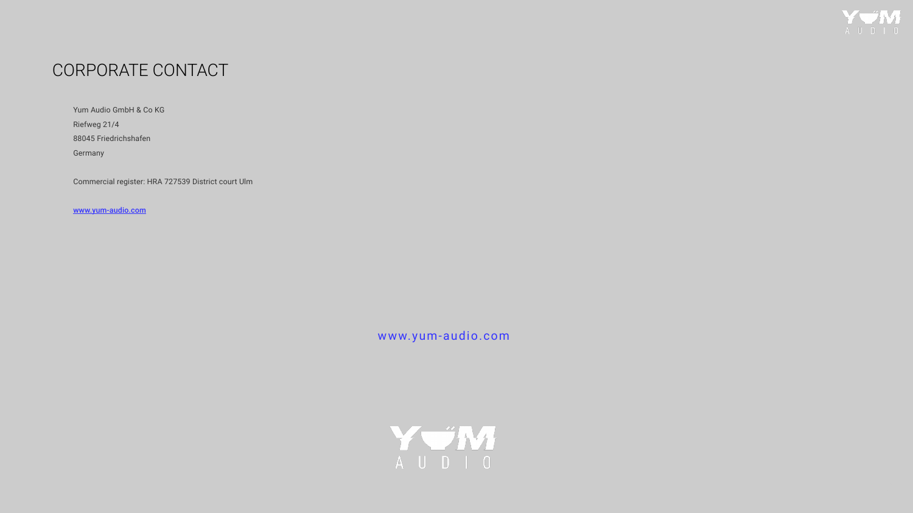# CORPORATE CONTACT

Yum Audio GmbH & Co KG
Riefweg 21/4
88045 Friedrichshafen
Germany

Commercial register: HRA 727539 District court Ulm

www.yum-audio.com

www.yum-audio.com